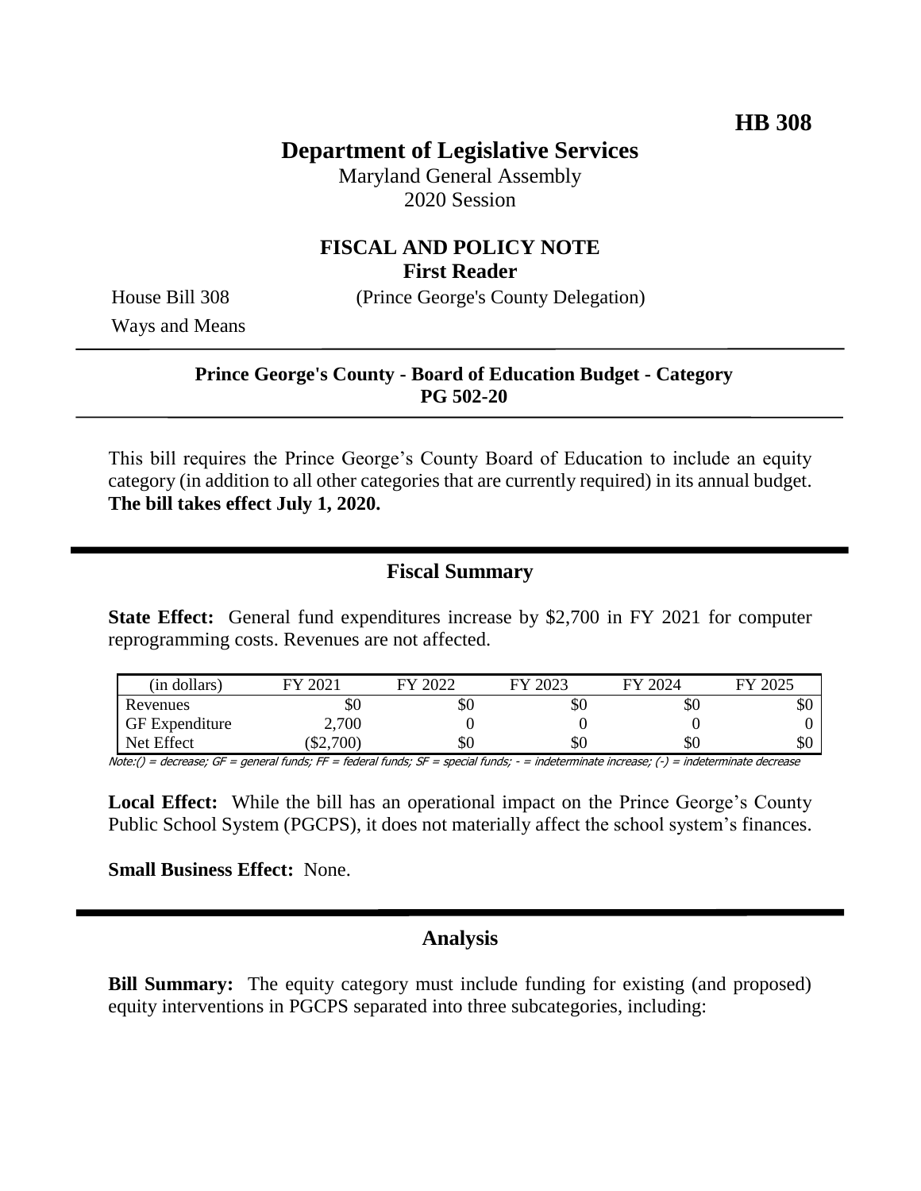HB 308

# Department of Legislative Services

Maryland General Assembly
2020 Session

## FISCAL AND POLICY NOTE
**First Reader**

House Bill 308 (Prince George's County Delegation)
Ways and Means

---

**Prince George's County - Board of Education Budget - Category**
**PG 502-20**

---

This bill requires the Prince George's County Board of Education to include an equity category (in addition to all other categories that are currently required) in its annual budget. **The bill takes effect July 1, 2020.**

## Fiscal Summary

**State Effect:** General fund expenditures increase by $2,700 in FY 2021 for computer reprogramming costs. Revenues are not affected.

| (in dollars) | FY 2021 | FY 2022 | FY 2023 | FY 2024 | FY 2025 |
|---|---|---|---|---|---|
| Revenues | $0 | $0 | $0 | $0 | $0 |
| GF Expenditure | 2,700 | 0 | 0 | 0 | 0 |
| Net Effect | ($2,700) | $0 | $0 | $0 | $0 |

Note:() = decrease; GF = general funds; FF = federal funds; SF = special funds; - = indeterminate increase; (-) = indeterminate decrease

**Local Effect:** While the bill has an operational impact on the Prince George's County Public School System (PGCPS), it does not materially affect the school system's finances.

**Small Business Effect:** None.

## Analysis

**Bill Summary:** The equity category must include funding for existing (and proposed) equity interventions in PGCPS separated into three subcategories, including: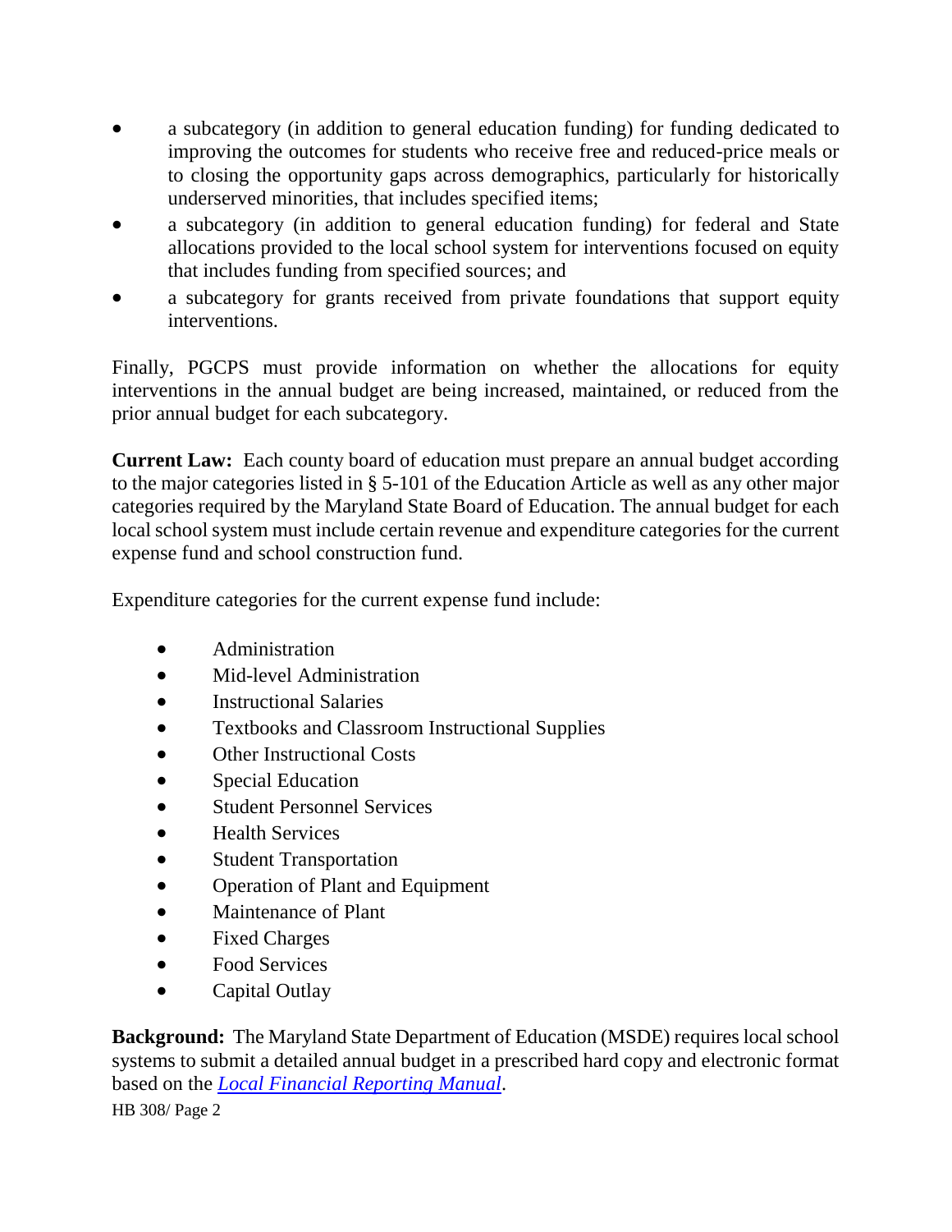- a subcategory (in addition to general education funding) for funding dedicated to improving the outcomes for students who receive free and reduced-price meals or to closing the opportunity gaps across demographics, particularly for historically underserved minorities, that includes specified items;
- a subcategory (in addition to general education funding) for federal and State allocations provided to the local school system for interventions focused on equity that includes funding from specified sources; and
- a subcategory for grants received from private foundations that support equity interventions.

Finally, PGCPS must provide information on whether the allocations for equity interventions in the annual budget are being increased, maintained, or reduced from the prior annual budget for each subcategory.

**Current Law:** Each county board of education must prepare an annual budget according to the major categories listed in § 5-101 of the Education Article as well as any other major categories required by the Maryland State Board of Education. The annual budget for each local school system must include certain revenue and expenditure categories for the current expense fund and school construction fund.

Expenditure categories for the current expense fund include:

- Administration
- Mid-level Administration
- Instructional Salaries
- Textbooks and Classroom Instructional Supplies
- Other Instructional Costs
- Special Education
- Student Personnel Services
- Health Services
- Student Transportation
- Operation of Plant and Equipment
- Maintenance of Plant
- Fixed Charges
- Food Services
- Capital Outlay

**Background:** The Maryland State Department of Education (MSDE) requires local school systems to submit a detailed annual budget in a prescribed hard copy and electronic format based on the *Local Financial Reporting Manual*.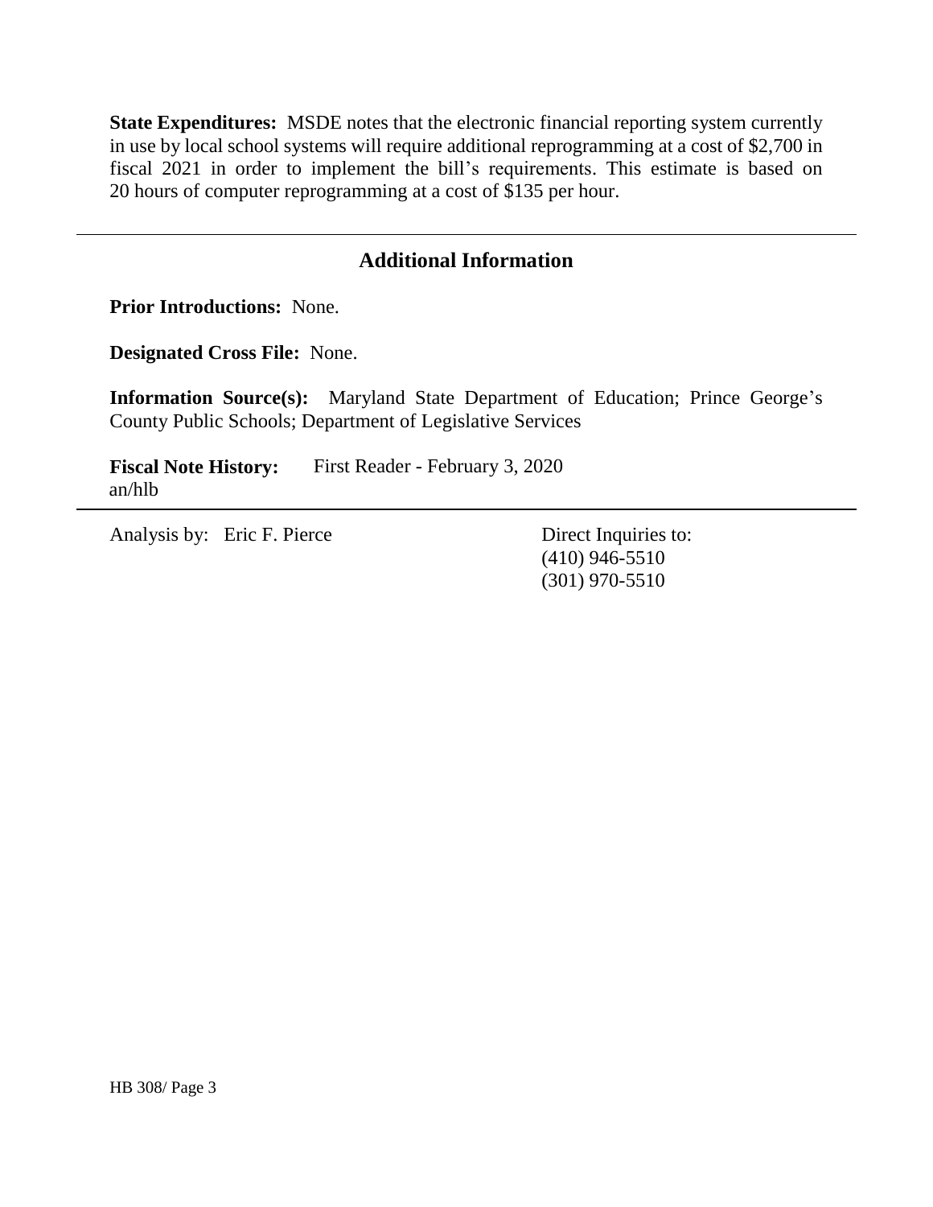**State Expenditures:** MSDE notes that the electronic financial reporting system currently in use by local school systems will require additional reprogramming at a cost of $2,700 in fiscal 2021 in order to implement the bill's requirements. This estimate is based on 20 hours of computer reprogramming at a cost of $135 per hour.

---

## Additional Information

**Prior Introductions:** None.

**Designated Cross File:** None.

**Information Source(s):** Maryland State Department of Education; Prince George's County Public Schools; Department of Legislative Services

**Fiscal Note History:** First Reader - February 3, 2020
an/hlb

---

Analysis by: Eric F. Pierce

Direct Inquiries to:
(410) 946-5510
(301) 970-5510